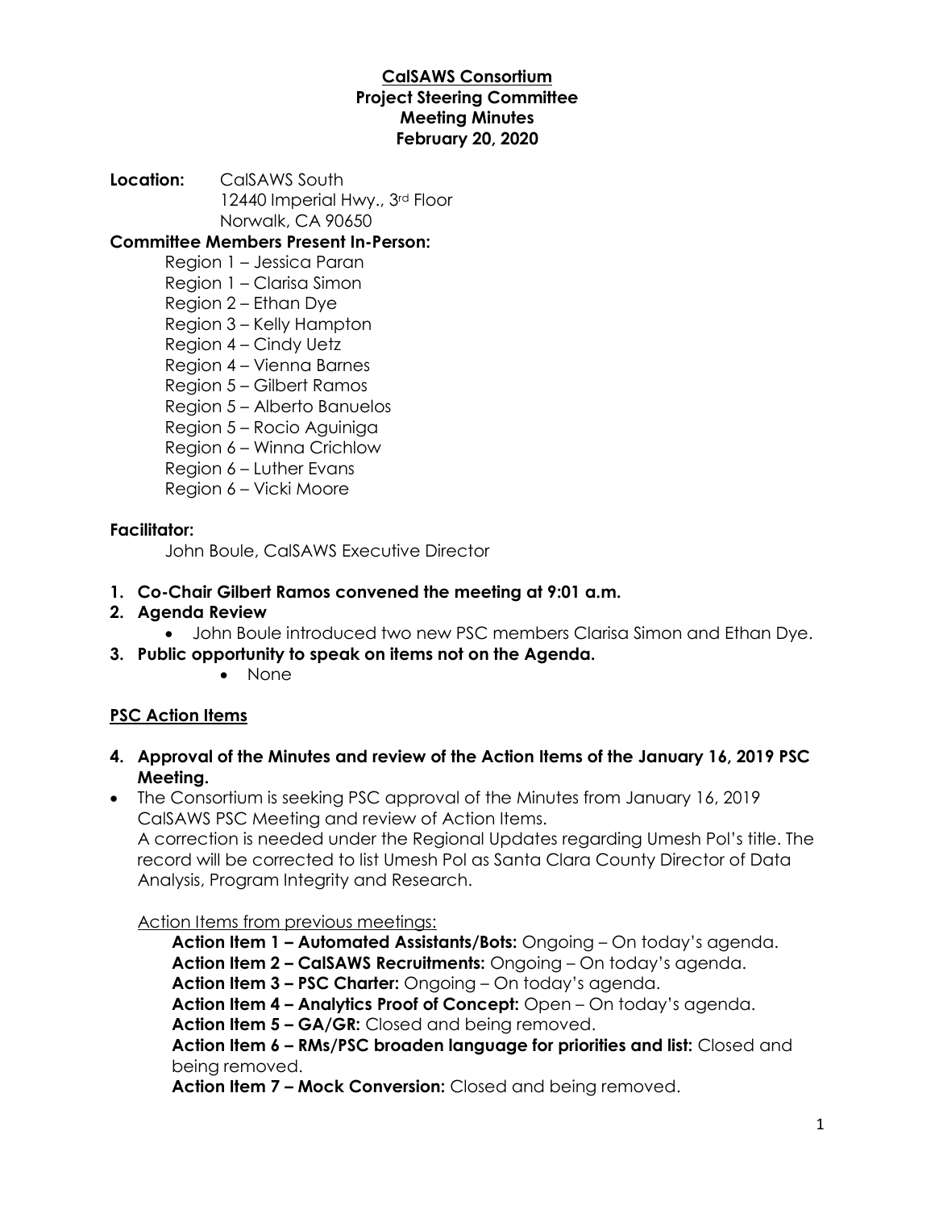**CalSAWS Consortium**
**Project Steering Committee**
**Meeting Minutes**
**February 20, 2020**

**Location:** CalSAWS South
12440 Imperial Hwy., 3rd Floor
Norwalk, CA 90650

**Committee Members Present In-Person:**

- Region 1 – Jessica Paran
- Region 1 – Clarisa Simon
- Region 2 – Ethan Dye
- Region 3 – Kelly Hampton
- Region 4 – Cindy Uetz
- Region 4 – Vienna Barnes
- Region 5 – Gilbert Ramos
- Region 5 – Alberto Banuelos
- Region 5 – Rocio Aguiniga
- Region 6 – Winna Crichlow
- Region 6 – Luther Evans
- Region 6 – Vicki Moore

**Facilitator:**

John Boule, CalSAWS Executive Director

1. **Co-Chair Gilbert Ramos convened the meeting at 9:01 a.m.**
2. **Agenda Review**
   - John Boule introduced two new PSC members Clarisa Simon and Ethan Dye.
3. **Public opportunity to speak on items not on the Agenda.**
   - None

**PSC Action Items**

4. **Approval of the Minutes and review of the Action Items of the January 16, 2019 PSC Meeting.**

- The Consortium is seeking PSC approval of the Minutes from January 16, 2019 CalSAWS PSC Meeting and review of Action Items.
  A correction is needed under the Regional Updates regarding Umesh Pol's title. The record will be corrected to list Umesh Pol as Santa Clara County Director of Data Analysis, Program Integrity and Research.

  Action Items from previous meetings:

  **Action Item 1 – Automated Assistants/Bots:** Ongoing – On today's agenda.
  **Action Item 2 – CalSAWS Recruitments:** Ongoing – On today's agenda.
  **Action Item 3 – PSC Charter:** Ongoing – On today's agenda.
  **Action Item 4 – Analytics Proof of Concept:** Open – On today's agenda.
  **Action Item 5 – GA/GR:** Closed and being removed.
  **Action Item 6 – RMs/PSC broaden language for priorities and list:** Closed and being removed.
  **Action Item 7 – Mock Conversion:** Closed and being removed.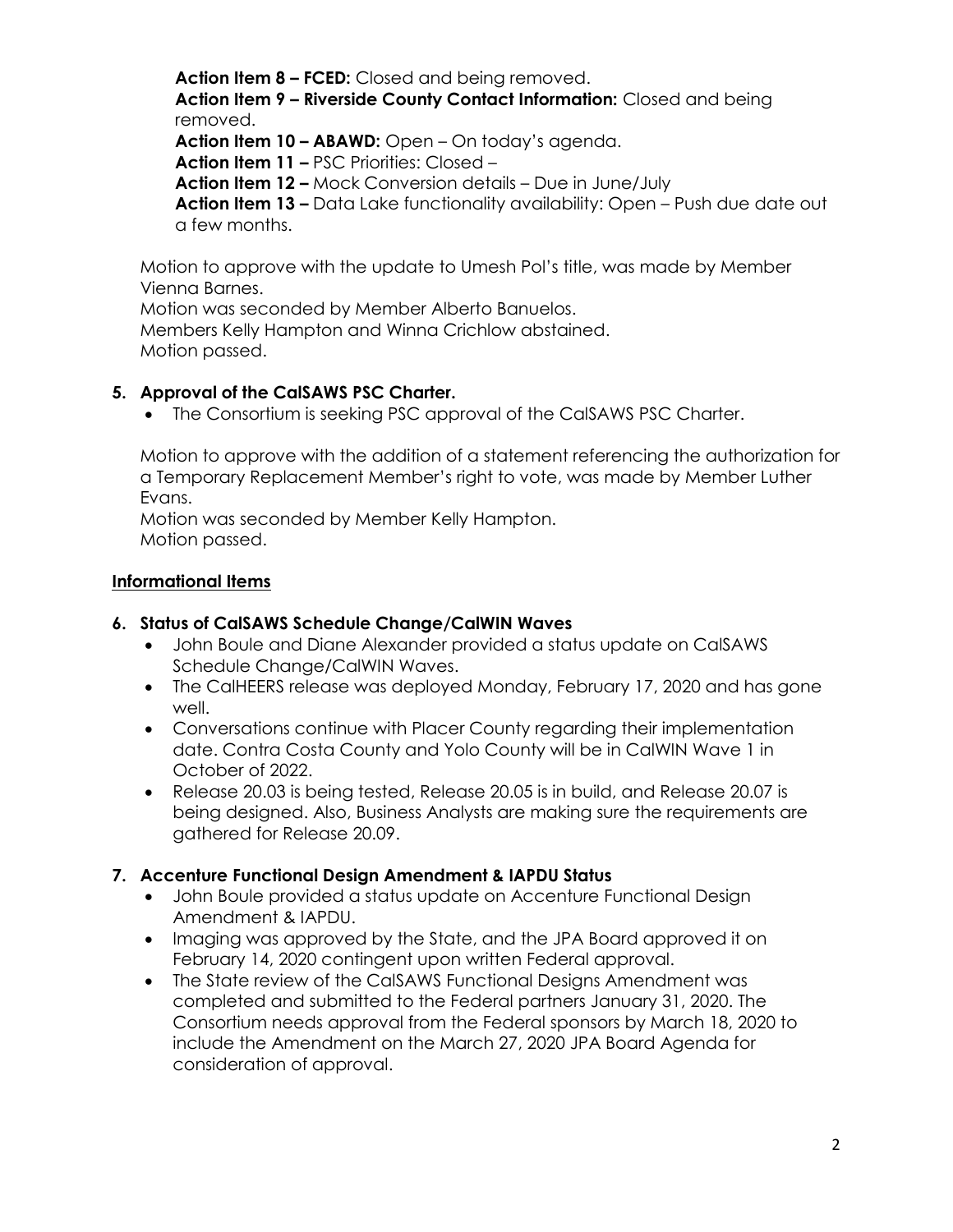**Action Item 8 – FCED:** Closed and being removed.
**Action Item 9 – Riverside County Contact Information:** Closed and being removed.
**Action Item 10 – ABAWD:** Open – On today's agenda.
**Action Item 11 –** PSC Priorities: Closed –
**Action Item 12 –** Mock Conversion details – Due in June/July
**Action Item 13 –** Data Lake functionality availability: Open – Push due date out a few months.

Motion to approve with the update to Umesh Pol's title, was made by Member Vienna Barnes.
Motion was seconded by Member Alberto Banuelos.
Members Kelly Hampton and Winna Crichlow abstained.
Motion passed.

### 5. Approval of the CalSAWS PSC Charter.

- The Consortium is seeking PSC approval of the CalSAWS PSC Charter.

Motion to approve with the addition of a statement referencing the authorization for a Temporary Replacement Member's right to vote, was made by Member Luther Evans.
Motion was seconded by Member Kelly Hampton.
Motion passed.

## Informational Items

### 6. Status of CalSAWS Schedule Change/CalWIN Waves

- John Boule and Diane Alexander provided a status update on CalSAWS Schedule Change/CalWIN Waves.
- The CalHEERS release was deployed Monday, February 17, 2020 and has gone well.
- Conversations continue with Placer County regarding their implementation date. Contra Costa County and Yolo County will be in CalWIN Wave 1 in October of 2022.
- Release 20.03 is being tested, Release 20.05 is in build, and Release 20.07 is being designed. Also, Business Analysts are making sure the requirements are gathered for Release 20.09.

### 7. Accenture Functional Design Amendment & IAPDU Status

- John Boule provided a status update on Accenture Functional Design Amendment & IAPDU.
- Imaging was approved by the State, and the JPA Board approved it on February 14, 2020 contingent upon written Federal approval.
- The State review of the CalSAWS Functional Designs Amendment was completed and submitted to the Federal partners January 31, 2020. The Consortium needs approval from the Federal sponsors by March 18, 2020 to include the Amendment on the March 27, 2020 JPA Board Agenda for consideration of approval.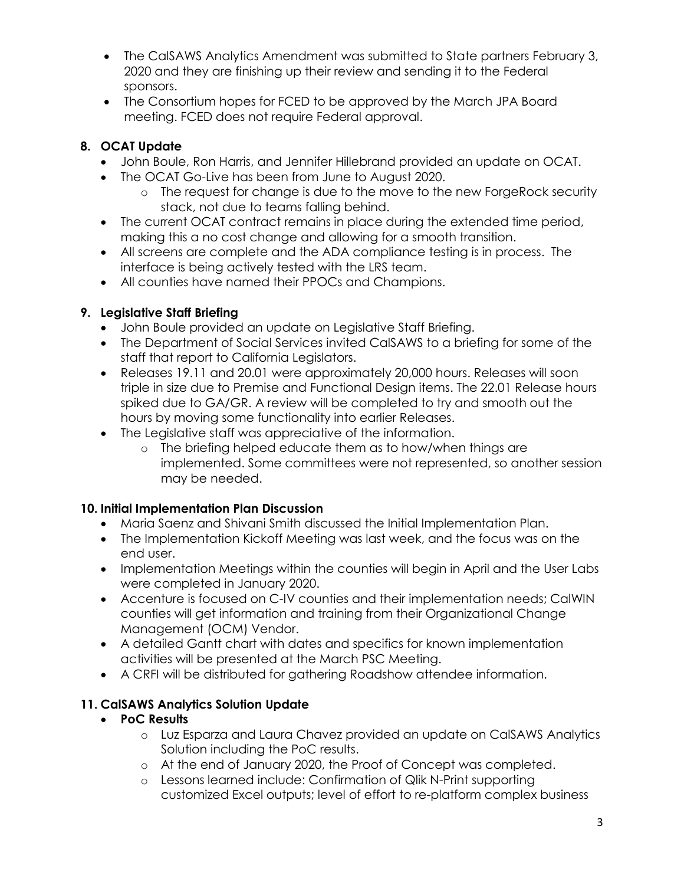- The CalSAWS Analytics Amendment was submitted to State partners February 3, 2020 and they are finishing up their review and sending it to the Federal sponsors.
- The Consortium hopes for FCED to be approved by the March JPA Board meeting. FCED does not require Federal approval.

### 8. OCAT Update

- John Boule, Ron Harris, and Jennifer Hillebrand provided an update on OCAT.
- The OCAT Go-Live has been from June to August 2020.
  - The request for change is due to the move to the new ForgeRock security stack, not due to teams falling behind.
- The current OCAT contract remains in place during the extended time period, making this a no cost change and allowing for a smooth transition.
- All screens are complete and the ADA compliance testing is in process. The interface is being actively tested with the LRS team.
- All counties have named their PPOCs and Champions.

### 9. Legislative Staff Briefing

- John Boule provided an update on Legislative Staff Briefing.
- The Department of Social Services invited CalSAWS to a briefing for some of the staff that report to California Legislators.
- Releases 19.11 and 20.01 were approximately 20,000 hours. Releases will soon triple in size due to Premise and Functional Design items. The 22.01 Release hours spiked due to GA/GR. A review will be completed to try and smooth out the hours by moving some functionality into earlier Releases.
- The Legislative staff was appreciative of the information.
  - The briefing helped educate them as to how/when things are implemented. Some committees were not represented, so another session may be needed.

### 10. Initial Implementation Plan Discussion

- Maria Saenz and Shivani Smith discussed the Initial Implementation Plan.
- The Implementation Kickoff Meeting was last week, and the focus was on the end user.
- Implementation Meetings within the counties will begin in April and the User Labs were completed in January 2020.
- Accenture is focused on C-IV counties and their implementation needs; CalWIN counties will get information and training from their Organizational Change Management (OCM) Vendor.
- A detailed Gantt chart with dates and specifics for known implementation activities will be presented at the March PSC Meeting.
- A CRFI will be distributed for gathering Roadshow attendee information.

### 11. CalSAWS Analytics Solution Update

- **PoC Results**
  - Luz Esparza and Laura Chavez provided an update on CalSAWS Analytics Solution including the PoC results.
  - At the end of January 2020, the Proof of Concept was completed.
  - Lessons learned include: Confirmation of Qlik N-Print supporting customized Excel outputs; level of effort to re-platform complex business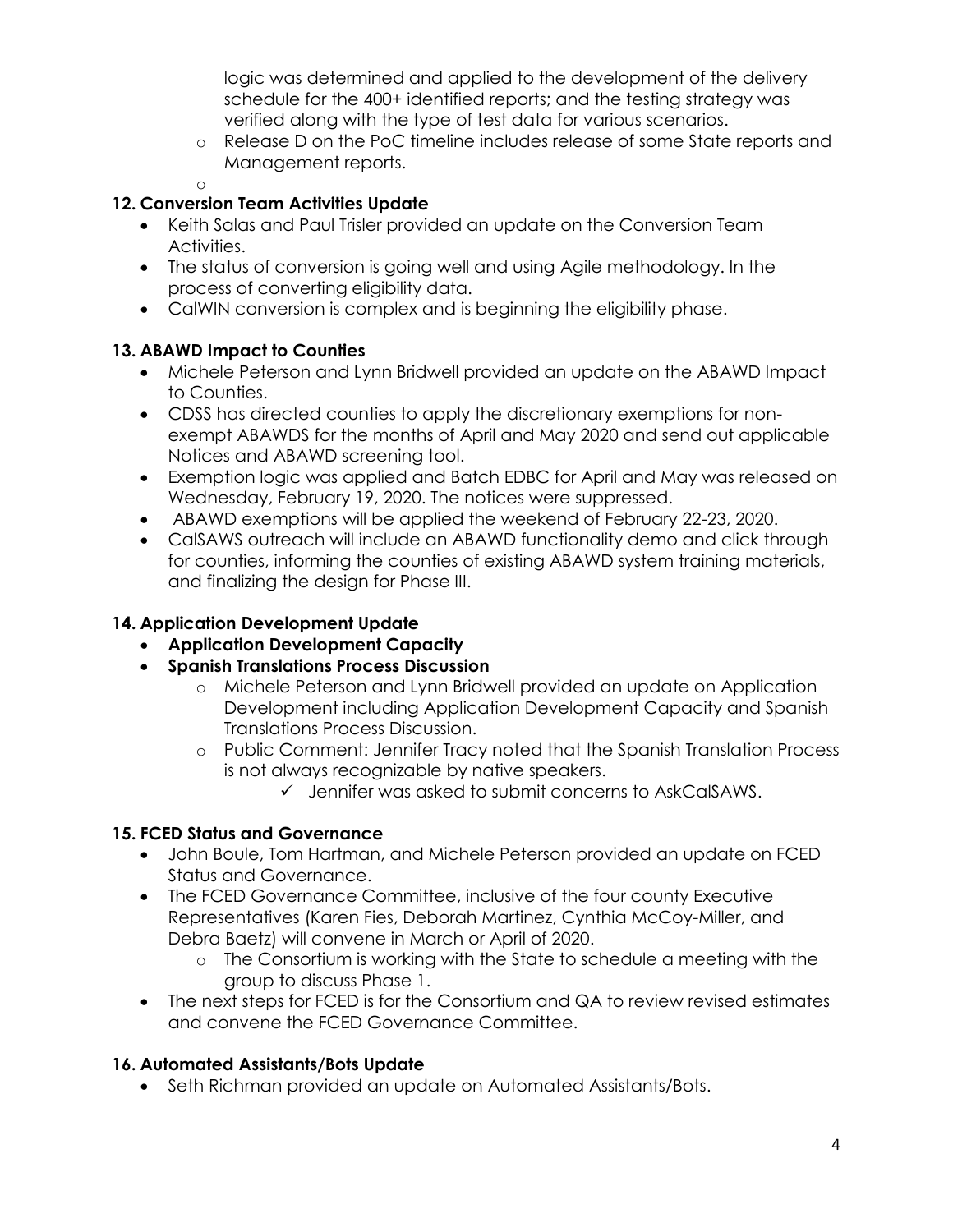logic was determined and applied to the development of the delivery schedule for the 400+ identified reports; and the testing strategy was verified along with the type of test data for various scenarios.
    - Release D on the PoC timeline includes release of some State reports and Management reports.
    - 

**12. Conversion Team Activities Update**

- Keith Salas and Paul Trisler provided an update on the Conversion Team Activities.
- The status of conversion is going well and using Agile methodology. In the process of converting eligibility data.
- CalWIN conversion is complex and is beginning the eligibility phase.

**13. ABAWD Impact to Counties**

- Michele Peterson and Lynn Bridwell provided an update on the ABAWD Impact to Counties.
- CDSS has directed counties to apply the discretionary exemptions for non-exempt ABAWDS for the months of April and May 2020 and send out applicable Notices and ABAWD screening tool.
- Exemption logic was applied and Batch EDBC for April and May was released on Wednesday, February 19, 2020. The notices were suppressed.
- ABAWD exemptions will be applied the weekend of February 22-23, 2020.
- CalSAWS outreach will include an ABAWD functionality demo and click through for counties, informing the counties of existing ABAWD system training materials, and finalizing the design for Phase III.

**14. Application Development Update**

- **Application Development Capacity**
- **Spanish Translations Process Discussion**
    - Michele Peterson and Lynn Bridwell provided an update on Application Development including Application Development Capacity and Spanish Translations Process Discussion.
    - Public Comment: Jennifer Tracy noted that the Spanish Translation Process is not always recognizable by native speakers.
        - ✓ Jennifer was asked to submit concerns to AskCalSAWS.

**15. FCED Status and Governance**

- John Boule, Tom Hartman, and Michele Peterson provided an update on FCED Status and Governance.
- The FCED Governance Committee, inclusive of the four county Executive Representatives (Karen Fies, Deborah Martinez, Cynthia McCoy-Miller, and Debra Baetz) will convene in March or April of 2020.
    - The Consortium is working with the State to schedule a meeting with the group to discuss Phase 1.
- The next steps for FCED is for the Consortium and QA to review revised estimates and convene the FCED Governance Committee.

**16. Automated Assistants/Bots Update**

- Seth Richman provided an update on Automated Assistants/Bots.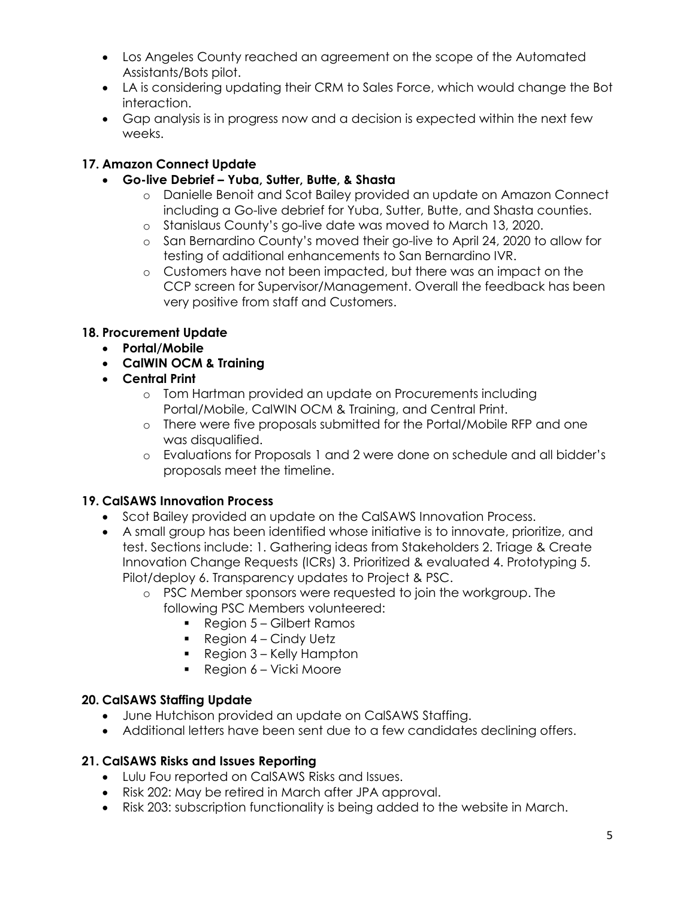- Los Angeles County reached an agreement on the scope of the Automated Assistants/Bots pilot.
- LA is considering updating their CRM to Sales Force, which would change the Bot interaction.
- Gap analysis is in progress now and a decision is expected within the next few weeks.

### 17. Amazon Connect Update

- **Go-live Debrief – Yuba, Sutter, Butte, & Shasta**
  - Danielle Benoit and Scot Bailey provided an update on Amazon Connect including a Go-live debrief for Yuba, Sutter, Butte, and Shasta counties.
  - Stanislaus County's go-live date was moved to March 13, 2020.
  - San Bernardino County's moved their go-live to April 24, 2020 to allow for testing of additional enhancements to San Bernardino IVR.
  - Customers have not been impacted, but there was an impact on the CCP screen for Supervisor/Management. Overall the feedback has been very positive from staff and Customers.

### 18. Procurement Update

- **Portal/Mobile**
- **CalWIN OCM & Training**
- **Central Print**
  - Tom Hartman provided an update on Procurements including Portal/Mobile, CalWIN OCM & Training, and Central Print.
  - There were five proposals submitted for the Portal/Mobile RFP and one was disqualified.
  - Evaluations for Proposals 1 and 2 were done on schedule and all bidder's proposals meet the timeline.

### 19. CalSAWS Innovation Process

- Scot Bailey provided an update on the CalSAWS Innovation Process.
- A small group has been identified whose initiative is to innovate, prioritize, and test. Sections include: 1. Gathering ideas from Stakeholders 2. Triage & Create Innovation Change Requests (ICRs) 3. Prioritized & evaluated 4. Prototyping 5. Pilot/deploy 6. Transparency updates to Project & PSC.
  - PSC Member sponsors were requested to join the workgroup. The following PSC Members volunteered:
    - Region 5 – Gilbert Ramos
    - Region 4 – Cindy Uetz
    - Region 3 – Kelly Hampton
    - Region 6 – Vicki Moore

### 20. CalSAWS Staffing Update

- June Hutchison provided an update on CalSAWS Staffing.
- Additional letters have been sent due to a few candidates declining offers.

### 21. CalSAWS Risks and Issues Reporting

- Lulu Fou reported on CalSAWS Risks and Issues.
- Risk 202: May be retired in March after JPA approval.
- Risk 203: subscription functionality is being added to the website in March.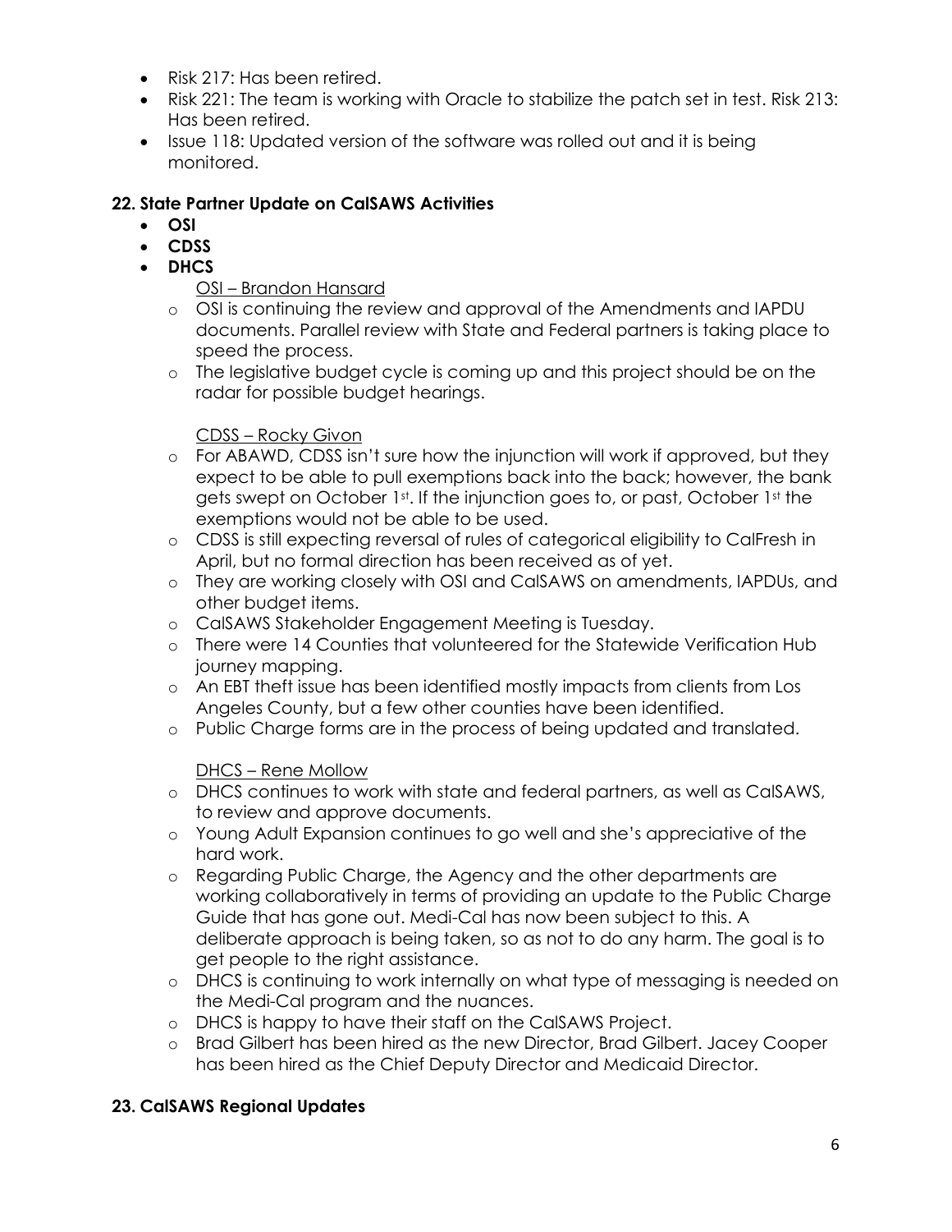- Risk 217: Has been retired.
- Risk 221: The team is working with Oracle to stabilize the patch set in test. Risk 213: Has been retired.
- Issue 118: Updated version of the software was rolled out and it is being monitored.

**22. State Partner Update on CalSAWS Activities**

- **OSI**
- **CDSS**
- **DHCS**

  OSI – Brandon Hansard

  - OSI is continuing the review and approval of the Amendments and IAPDU documents. Parallel review with State and Federal partners is taking place to speed the process.
  - The legislative budget cycle is coming up and this project should be on the radar for possible budget hearings.

  CDSS – Rocky Givon

  - For ABAWD, CDSS isn't sure how the injunction will work if approved, but they expect to be able to pull exemptions back into the back; however, the bank gets swept on October 1st. If the injunction goes to, or past, October 1st the exemptions would not be able to be used.
  - CDSS is still expecting reversal of rules of categorical eligibility to CalFresh in April, but no formal direction has been received as of yet.
  - They are working closely with OSI and CalSAWS on amendments, IAPDUs, and other budget items.
  - CalSAWS Stakeholder Engagement Meeting is Tuesday.
  - There were 14 Counties that volunteered for the Statewide Verification Hub journey mapping.
  - An EBT theft issue has been identified mostly impacts from clients from Los Angeles County, but a few other counties have been identified.
  - Public Charge forms are in the process of being updated and translated.

  DHCS – Rene Mollow

  - DHCS continues to work with state and federal partners, as well as CalSAWS, to review and approve documents.
  - Young Adult Expansion continues to go well and she's appreciative of the hard work.
  - Regarding Public Charge, the Agency and the other departments are working collaboratively in terms of providing an update to the Public Charge Guide that has gone out. Medi-Cal has now been subject to this. A deliberate approach is being taken, so as not to do any harm. The goal is to get people to the right assistance.
  - DHCS is continuing to work internally on what type of messaging is needed on the Medi-Cal program and the nuances.
  - DHCS is happy to have their staff on the CalSAWS Project.
  - Brad Gilbert has been hired as the new Director, Brad Gilbert. Jacey Cooper has been hired as the Chief Deputy Director and Medicaid Director.

**23. CalSAWS Regional Updates**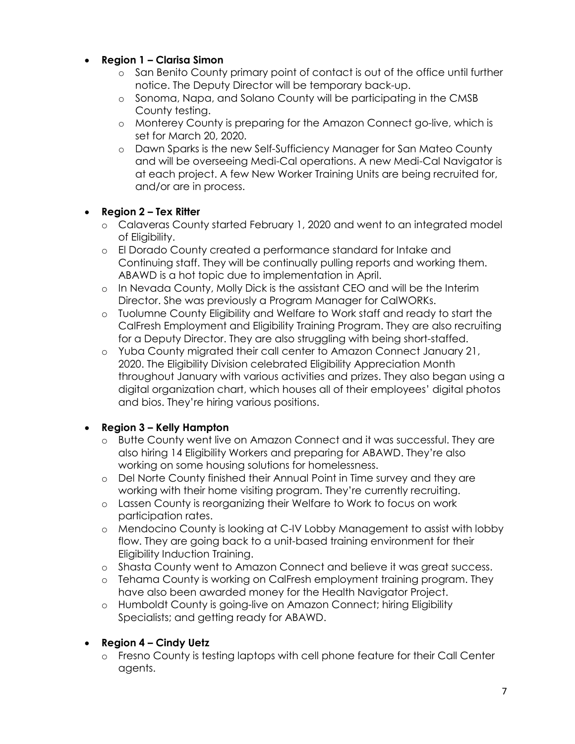- **Region 1 – Clarisa Simon**
    - San Benito County primary point of contact is out of the office until further notice. The Deputy Director will be temporary back-up.
    - Sonoma, Napa, and Solano County will be participating in the CMSB County testing.
    - Monterey County is preparing for the Amazon Connect go-live, which is set for March 20, 2020.
    - Dawn Sparks is the new Self-Sufficiency Manager for San Mateo County and will be overseeing Medi-Cal operations. A new Medi-Cal Navigator is at each project. A few New Worker Training Units are being recruited for, and/or are in process.

- **Region 2 – Tex Ritter**
    - Calaveras County started February 1, 2020 and went to an integrated model of Eligibility.
    - El Dorado County created a performance standard for Intake and Continuing staff. They will be continually pulling reports and working them. ABAWD is a hot topic due to implementation in April.
    - In Nevada County, Molly Dick is the assistant CEO and will be the Interim Director. She was previously a Program Manager for CalWORKs.
    - Tuolumne County Eligibility and Welfare to Work staff and ready to start the CalFresh Employment and Eligibility Training Program. They are also recruiting for a Deputy Director. They are also struggling with being short-staffed.
    - Yuba County migrated their call center to Amazon Connect January 21, 2020. The Eligibility Division celebrated Eligibility Appreciation Month throughout January with various activities and prizes. They also began using a digital organization chart, which houses all of their employees' digital photos and bios. They're hiring various positions.

- **Region 3 – Kelly Hampton**
    - Butte County went live on Amazon Connect and it was successful. They are also hiring 14 Eligibility Workers and preparing for ABAWD. They're also working on some housing solutions for homelessness.
    - Del Norte County finished their Annual Point in Time survey and they are working with their home visiting program. They're currently recruiting.
    - Lassen County is reorganizing their Welfare to Work to focus on work participation rates.
    - Mendocino County is looking at C-IV Lobby Management to assist with lobby flow. They are going back to a unit-based training environment for their Eligibility Induction Training.
    - Shasta County went to Amazon Connect and believe it was great success.
    - Tehama County is working on CalFresh employment training program. They have also been awarded money for the Health Navigator Project.
    - Humboldt County is going-live on Amazon Connect; hiring Eligibility Specialists; and getting ready for ABAWD.

- **Region 4 – Cindy Uetz**
    - Fresno County is testing laptops with cell phone feature for their Call Center agents.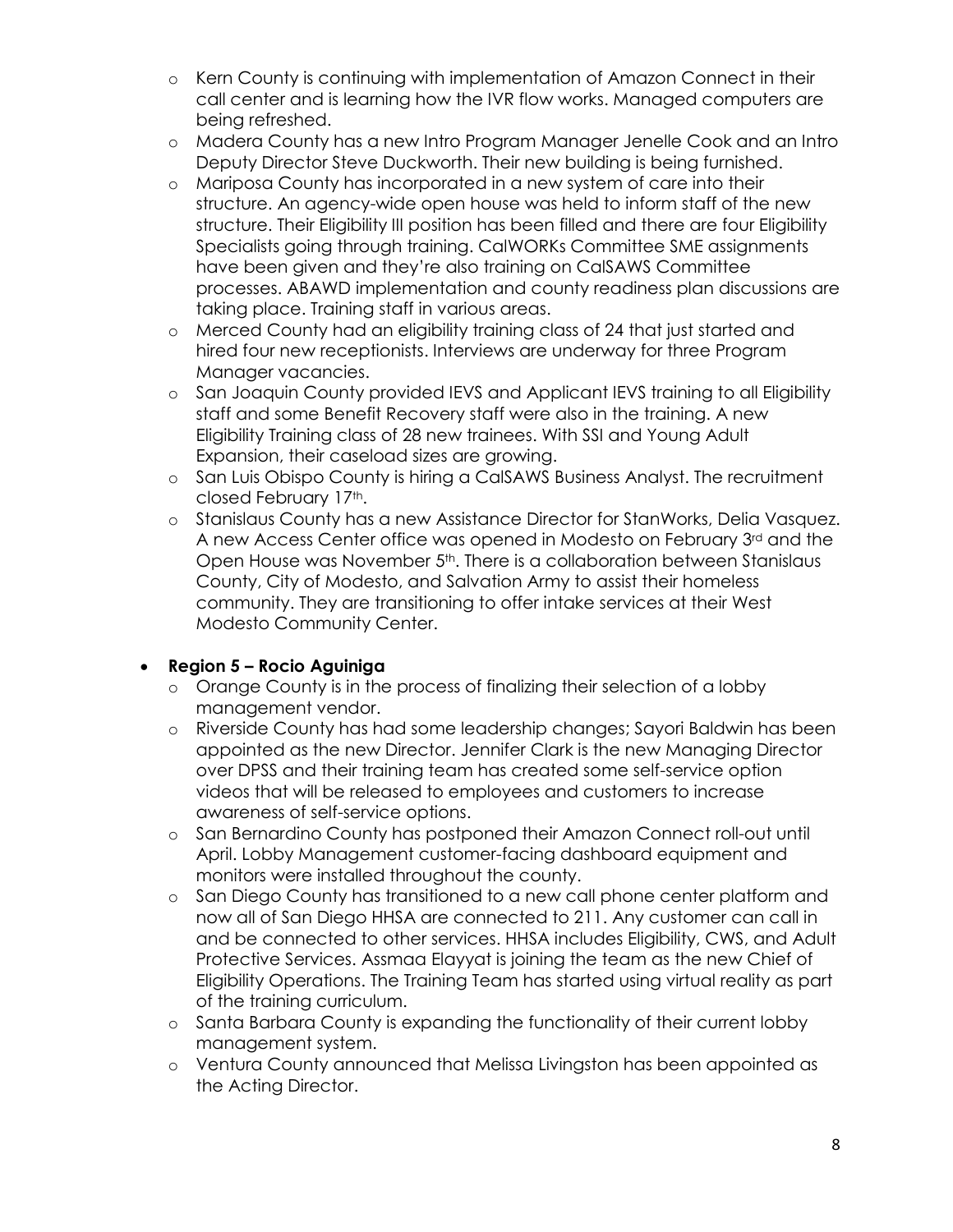- Kern County is continuing with implementation of Amazon Connect in their call center and is learning how the IVR flow works. Managed computers are being refreshed.
- Madera County has a new Intro Program Manager Jenelle Cook and an Intro Deputy Director Steve Duckworth. Their new building is being furnished.
- Mariposa County has incorporated in a new system of care into their structure. An agency-wide open house was held to inform staff of the new structure. Their Eligibility III position has been filled and there are four Eligibility Specialists going through training. CalWORKs Committee SME assignments have been given and they're also training on CalSAWS Committee processes. ABAWD implementation and county readiness plan discussions are taking place. Training staff in various areas.
- Merced County had an eligibility training class of 24 that just started and hired four new receptionists. Interviews are underway for three Program Manager vacancies.
- San Joaquin County provided IEVS and Applicant IEVS training to all Eligibility staff and some Benefit Recovery staff were also in the training. A new Eligibility Training class of 28 new trainees. With SSI and Young Adult Expansion, their caseload sizes are growing.
- San Luis Obispo County is hiring a CalSAWS Business Analyst. The recruitment closed February 17th.
- Stanislaus County has a new Assistance Director for StanWorks, Delia Vasquez. A new Access Center office was opened in Modesto on February 3rd and the Open House was November 5th. There is a collaboration between Stanislaus County, City of Modesto, and Salvation Army to assist their homeless community. They are transitioning to offer intake services at their West Modesto Community Center.

- **Region 5 – Rocio Aguiniga**
  - Orange County is in the process of finalizing their selection of a lobby management vendor.
  - Riverside County has had some leadership changes; Sayori Baldwin has been appointed as the new Director. Jennifer Clark is the new Managing Director over DPSS and their training team has created some self-service option videos that will be released to employees and customers to increase awareness of self-service options.
  - San Bernardino County has postponed their Amazon Connect roll-out until April. Lobby Management customer-facing dashboard equipment and monitors were installed throughout the county.
  - San Diego County has transitioned to a new call phone center platform and now all of San Diego HHSA are connected to 211. Any customer can call in and be connected to other services. HHSA includes Eligibility, CWS, and Adult Protective Services. Assmaa Elayyat is joining the team as the new Chief of Eligibility Operations. The Training Team has started using virtual reality as part of the training curriculum.
  - Santa Barbara County is expanding the functionality of their current lobby management system.
  - Ventura County announced that Melissa Livingston has been appointed as the Acting Director.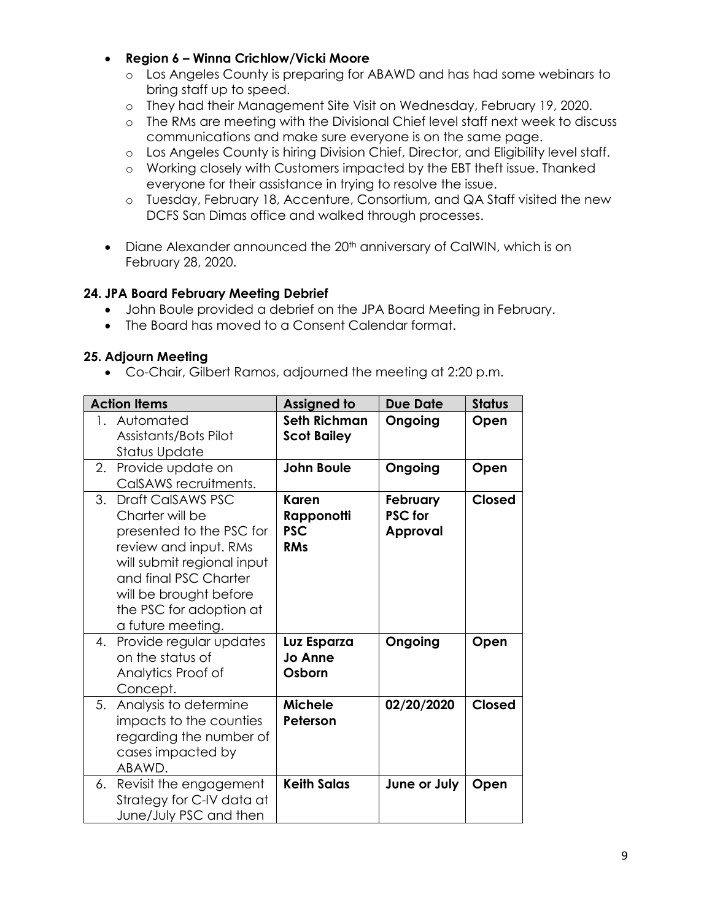- **Region 6 – Winna Crichlow/Vicki Moore**
  - Los Angeles County is preparing for ABAWD and has had some webinars to bring staff up to speed.
  - They had their Management Site Visit on Wednesday, February 19, 2020.
  - The RMs are meeting with the Divisional Chief level staff next week to discuss communications and make sure everyone is on the same page.
  - Los Angeles County is hiring Division Chief, Director, and Eligibility level staff.
  - Working closely with Customers impacted by the EBT theft issue. Thanked everyone for their assistance in trying to resolve the issue.
  - Tuesday, February 18, Accenture, Consortium, and QA Staff visited the new DCFS San Dimas office and walked through processes.
- Diane Alexander announced the 20th anniversary of CalWIN, which is on February 28, 2020.

### 24. JPA Board February Meeting Debrief

- John Boule provided a debrief on the JPA Board Meeting in February.
- The Board has moved to a Consent Calendar format.

### 25. Adjourn Meeting

- Co-Chair, Gilbert Ramos, adjourned the meeting at 2:20 p.m.

| Action Items | Assigned to | Due Date | Status |
|---|---|---|---|
| 1. Automated Assistants/Bots Pilot Status Update | **Seth Richman Scot Bailey** | **Ongoing** | **Open** |
| 2. Provide update on CalSAWS recruitments. | **John Boule** | **Ongoing** | **Open** |
| 3. Draft CalSAWS PSC Charter will be presented to the PSC for review and input. RMs will submit regional input and final PSC Charter will be brought before the PSC for adoption at a future meeting. | **Karen Rapponotti PSC RMs** | **February PSC for Approval** | **Closed** |
| 4. Provide regular updates on the status of Analytics Proof of Concept. | **Luz Esparza Jo Anne Osborn** | **Ongoing** | **Open** |
| 5. Analysis to determine impacts to the counties regarding the number of cases impacted by ABAWD. | **Michele Peterson** | **02/20/2020** | **Closed** |
| 6. Revisit the engagement Strategy for C-IV data at June/July PSC and then | **Keith Salas** | **June or July** | **Open** |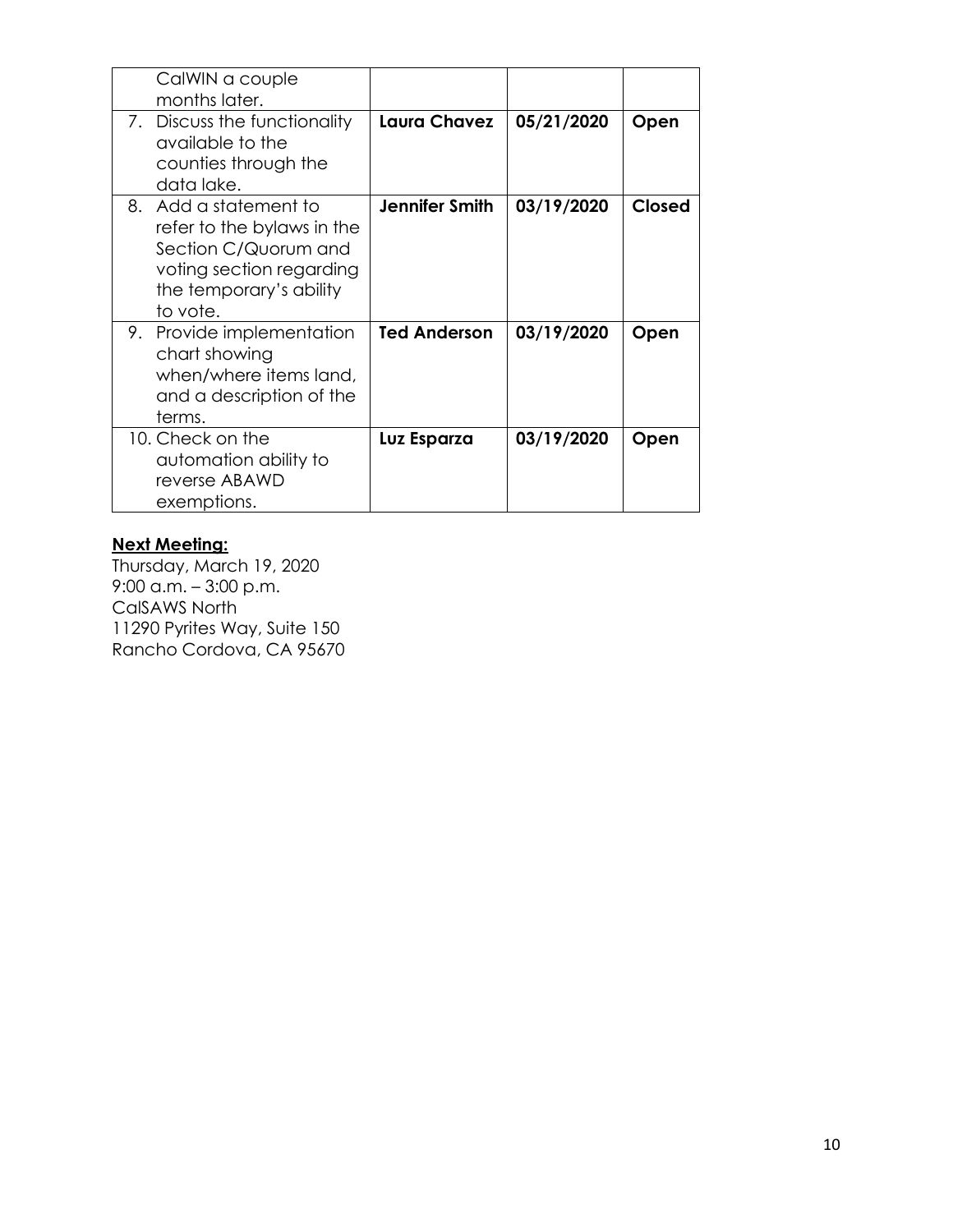| | | | |
|---|---|---|---|
| CalWIN a couple months later. | | | |
| 7. Discuss the functionality available to the counties through the data lake. | **Laura Chavez** | **05/21/2020** | **Open** |
| 8. Add a statement to refer to the bylaws in the Section C/Quorum and voting section regarding the temporary's ability to vote. | **Jennifer Smith** | **03/19/2020** | **Closed** |
| 9. Provide implementation chart showing when/where items land, and a description of the terms. | **Ted Anderson** | **03/19/2020** | **Open** |
| 10. Check on the automation ability to reverse ABAWD exemptions. | **Luz Esparza** | **03/19/2020** | **Open** |

**Next Meeting:**

Thursday, March 19, 2020
9:00 a.m. – 3:00 p.m.
CalSAWS North
11290 Pyrites Way, Suite 150
Rancho Cordova, CA 95670